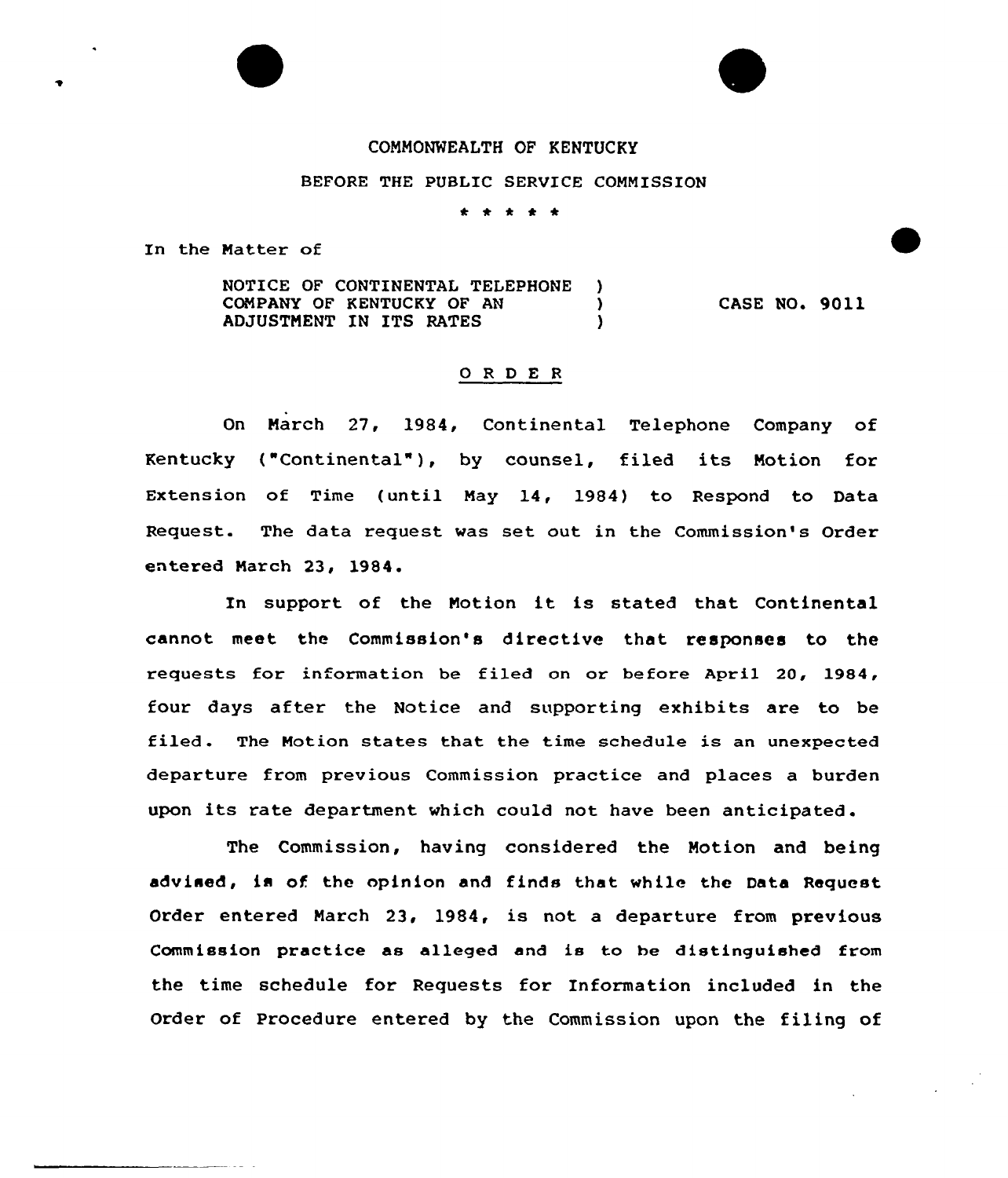COMMONWEALTH OF KENTUCKY

BEFORE THE PUBLIC SERVICE COMMISSION

\* \* \* \* \*

In the Matter of

| | | |
|---|---|---|
| NOTICE OF CONTINENTAL TELEPHONE COMPANY OF KENTUCKY OF AN ADJUSTMENT IN ITS RATES | ) ) ) | CASE NO. 9011 |

## O R D E R

On March 27, 1984, Continental Telephone Company of Kentucky ("Continental"), by counsel, filed its Motion for Extension of Time (until May 14, 1984) to Respond to Data Request. The data request was set out in the Commission's Order entered March 23, 1984.

In support of the Motion it is stated that Continental cannot meet the Commission's directive that responses to the requests for information be filed on or before April 20, 1984, four days after the Notice and supporting exhibits are to be filed. The Motion states that the time schedule is an unexpected departure from previous Commission practice and places a burden upon its rate department which could not have been anticipated.

The Commission, having considered the Motion and being advised, is of the opinion and finds that while the Data Request Order entered March 23, 1984, is not a departure from previous Commission practice as alleged and is to be distinguished from the time schedule for Requests for Information included in the Order of Procedure entered by the Commission upon the filing of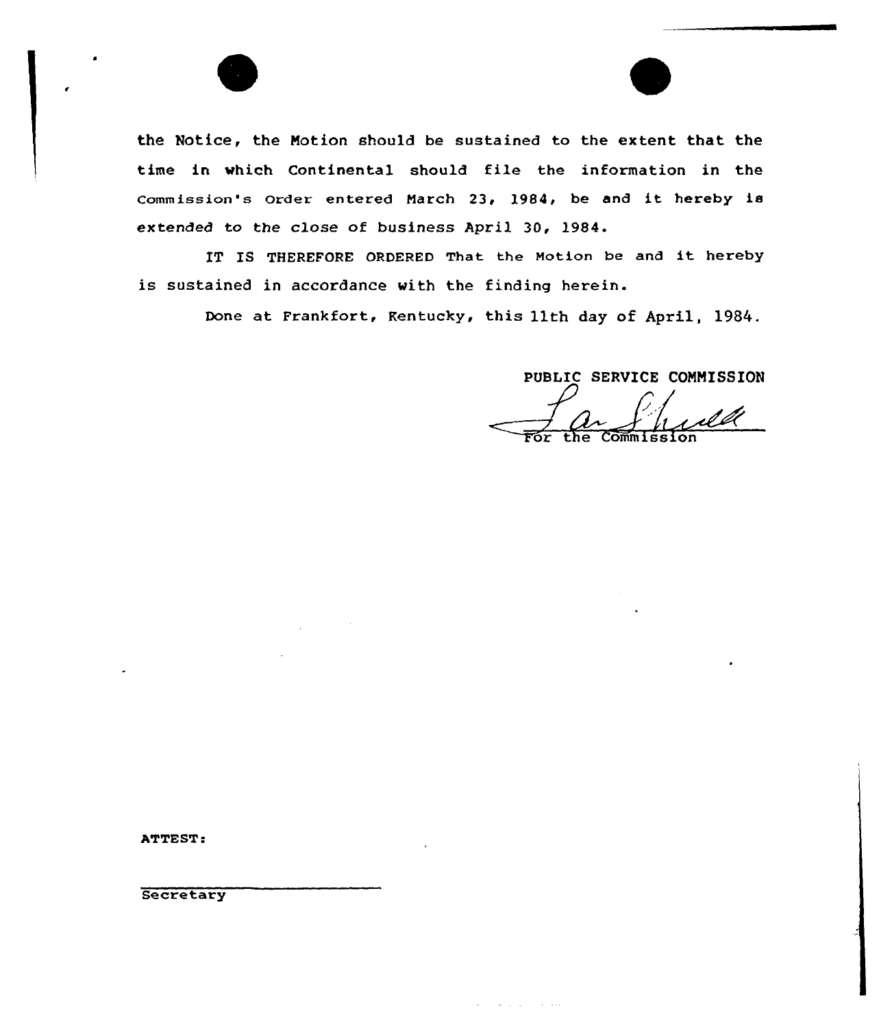the Notice, the Motion should be sustained to the extent that the time in which Continental should file the information in the Commission's Order entered March 23, 1984, be and it hereby is extended to the close of business April 30, 1984.

IT IS THEREFORE ORDERED That the Motion be and it hereby is sustained in accordance with the finding herein.

Done at Frankfort, Kentucky, this 11th day of April, 1984.

PUBLIC SERVICE COMMISSION

For the Commission

ATTEST:

Secretary